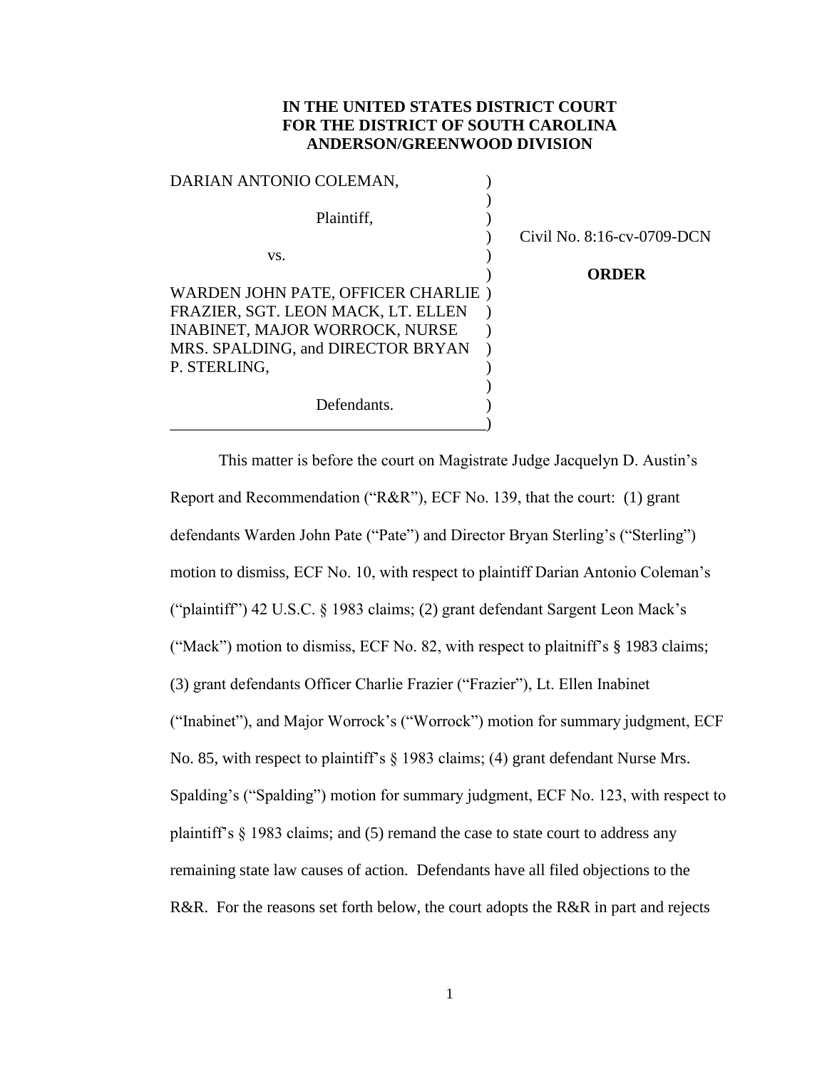**IN THE UNITED STATES DISTRICT COURT**
**FOR THE DISTRICT OF SOUTH CAROLINA**
**ANDERSON/GREENWOOD DIVISION**

| | | |
|---|---|---|
| DARIAN ANTONIO COLEMAN, | ) | |
| | ) | |
| Plaintiff, | ) | |
| | ) | Civil No. 8:16-cv-0709-DCN |
| vs. | ) | |
| | ) | **ORDER** |
| WARDEN JOHN PATE, OFFICER CHARLIE FRAZIER, SGT. LEON MACK, LT. ELLEN INABINET, MAJOR WORROCK, NURSE MRS. SPALDING, and DIRECTOR BRYAN P. STERLING, | ) | |
| | ) | |
| Defendants. | ) | |

This matter is before the court on Magistrate Judge Jacquelyn D. Austin's Report and Recommendation ("R&R"), ECF No. 139, that the court: (1) grant defendants Warden John Pate ("Pate") and Director Bryan Sterling's ("Sterling") motion to dismiss, ECF No. 10, with respect to plaintiff Darian Antonio Coleman's ("plaintiff") 42 U.S.C. § 1983 claims; (2) grant defendant Sargent Leon Mack's ("Mack") motion to dismiss, ECF No. 82, with respect to plaitniff's § 1983 claims; (3) grant defendants Officer Charlie Frazier ("Frazier"), Lt. Ellen Inabinet ("Inabinet"), and Major Worrock's ("Worrock") motion for summary judgment, ECF No. 85, with respect to plaintiff's § 1983 claims; (4) grant defendant Nurse Mrs. Spalding's ("Spalding") motion for summary judgment, ECF No. 123, with respect to plaintiff's § 1983 claims; and (5) remand the case to state court to address any remaining state law causes of action. Defendants have all filed objections to the R&R. For the reasons set forth below, the court adopts the R&R in part and rejects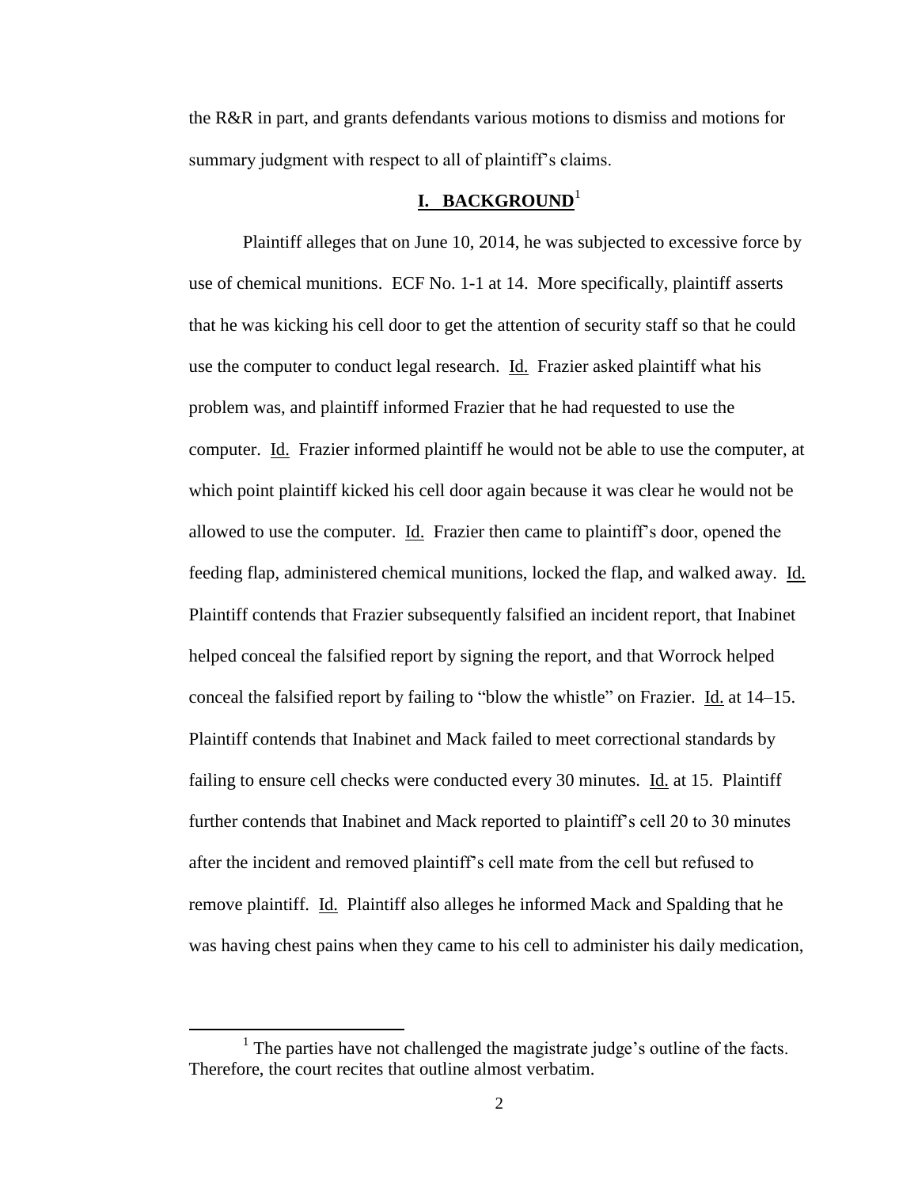the R&R in part, and grants defendants various motions to dismiss and motions for summary judgment with respect to all of plaintiff's claims.

## I. BACKGROUND[1]

Plaintiff alleges that on June 10, 2014, he was subjected to excessive force by use of chemical munitions. ECF No. 1-1 at 14. More specifically, plaintiff asserts that he was kicking his cell door to get the attention of security staff so that he could use the computer to conduct legal research. Id. Frazier asked plaintiff what his problem was, and plaintiff informed Frazier that he had requested to use the computer. Id. Frazier informed plaintiff he would not be able to use the computer, at which point plaintiff kicked his cell door again because it was clear he would not be allowed to use the computer. Id. Frazier then came to plaintiff's door, opened the feeding flap, administered chemical munitions, locked the flap, and walked away. Id. Plaintiff contends that Frazier subsequently falsified an incident report, that Inabinet helped conceal the falsified report by signing the report, and that Worrock helped conceal the falsified report by failing to "blow the whistle" on Frazier. Id. at 14–15. Plaintiff contends that Inabinet and Mack failed to meet correctional standards by failing to ensure cell checks were conducted every 30 minutes. Id. at 15. Plaintiff further contends that Inabinet and Mack reported to plaintiff's cell 20 to 30 minutes after the incident and removed plaintiff's cell mate from the cell but refused to remove plaintiff. Id. Plaintiff also alleges he informed Mack and Spalding that he was having chest pains when they came to his cell to administer his daily medication,

[1] The parties have not challenged the magistrate judge's outline of the facts. Therefore, the court recites that outline almost verbatim.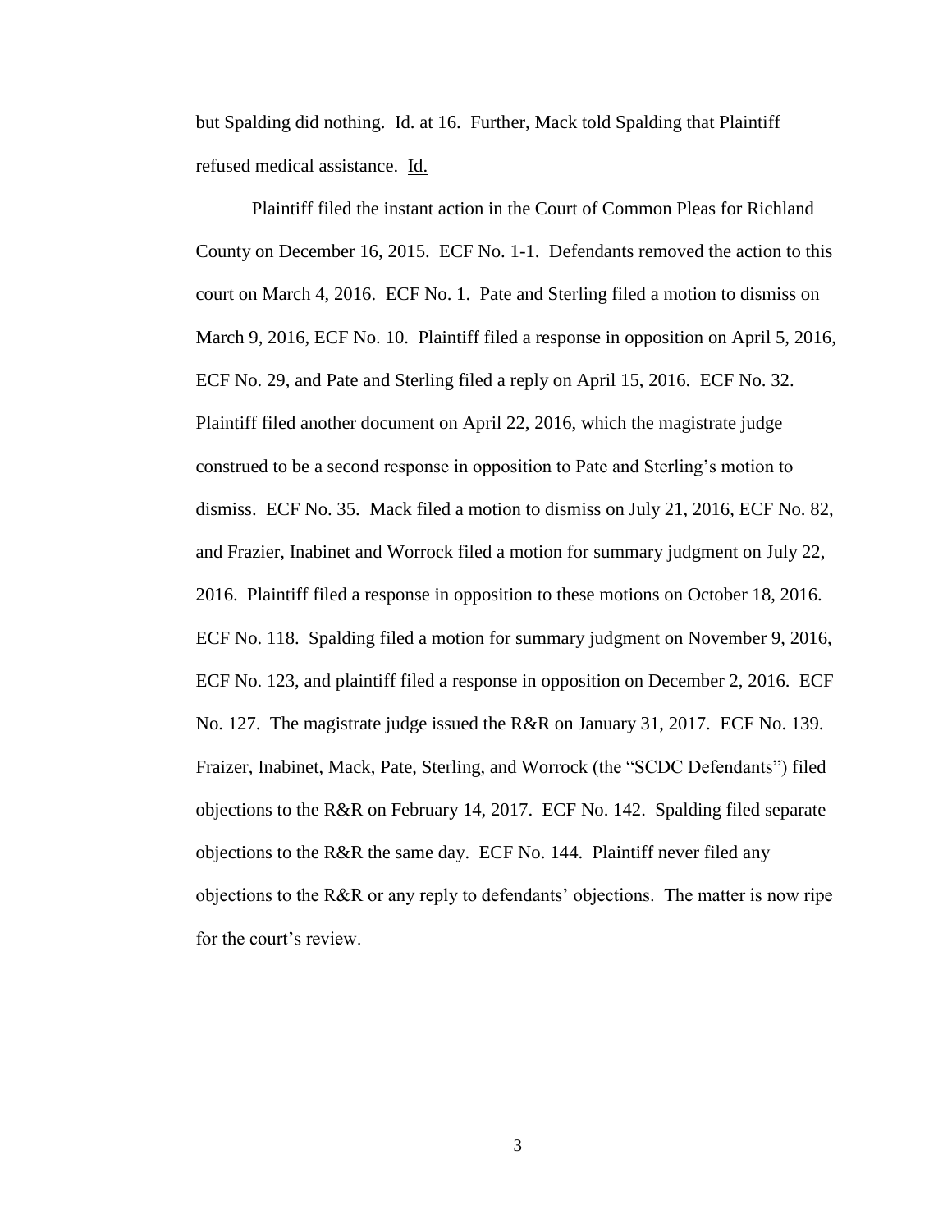but Spalding did nothing. Id. at 16. Further, Mack told Spalding that Plaintiff refused medical assistance. Id.

Plaintiff filed the instant action in the Court of Common Pleas for Richland County on December 16, 2015. ECF No. 1-1. Defendants removed the action to this court on March 4, 2016. ECF No. 1. Pate and Sterling filed a motion to dismiss on March 9, 2016, ECF No. 10. Plaintiff filed a response in opposition on April 5, 2016, ECF No. 29, and Pate and Sterling filed a reply on April 15, 2016. ECF No. 32. Plaintiff filed another document on April 22, 2016, which the magistrate judge construed to be a second response in opposition to Pate and Sterling's motion to dismiss. ECF No. 35. Mack filed a motion to dismiss on July 21, 2016, ECF No. 82, and Frazier, Inabinet and Worrock filed a motion for summary judgment on July 22, 2016. Plaintiff filed a response in opposition to these motions on October 18, 2016. ECF No. 118. Spalding filed a motion for summary judgment on November 9, 2016, ECF No. 123, and plaintiff filed a response in opposition on December 2, 2016. ECF No. 127. The magistrate judge issued the R&R on January 31, 2017. ECF No. 139. Fraizer, Inabinet, Mack, Pate, Sterling, and Worrock (the "SCDC Defendants") filed objections to the R&R on February 14, 2017. ECF No. 142. Spalding filed separate objections to the R&R the same day. ECF No. 144. Plaintiff never filed any objections to the R&R or any reply to defendants' objections. The matter is now ripe for the court's review.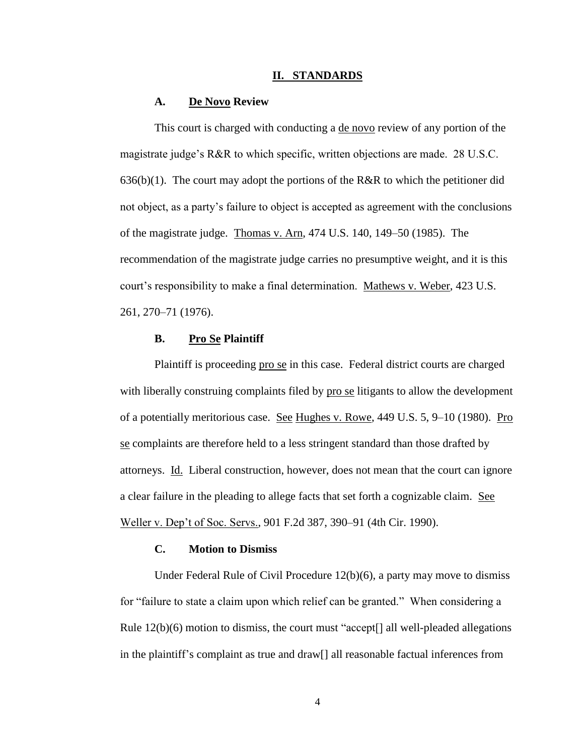## II. STANDARDS

### A. De Novo Review

This court is charged with conducting a de novo review of any portion of the magistrate judge's R&R to which specific, written objections are made. 28 U.S.C. 636(b)(1). The court may adopt the portions of the R&R to which the petitioner did not object, as a party's failure to object is accepted as agreement with the conclusions of the magistrate judge. Thomas v. Arn, 474 U.S. 140, 149–50 (1985). The recommendation of the magistrate judge carries no presumptive weight, and it is this court's responsibility to make a final determination. Mathews v. Weber, 423 U.S. 261, 270–71 (1976).

### B. Pro Se Plaintiff

Plaintiff is proceeding pro se in this case. Federal district courts are charged with liberally construing complaints filed by pro se litigants to allow the development of a potentially meritorious case. See Hughes v. Rowe, 449 U.S. 5, 9–10 (1980). Pro se complaints are therefore held to a less stringent standard than those drafted by attorneys. Id. Liberal construction, however, does not mean that the court can ignore a clear failure in the pleading to allege facts that set forth a cognizable claim. See Weller v. Dep't of Soc. Servs., 901 F.2d 387, 390–91 (4th Cir. 1990).

### C. Motion to Dismiss

Under Federal Rule of Civil Procedure 12(b)(6), a party may move to dismiss for "failure to state a claim upon which relief can be granted." When considering a Rule 12(b)(6) motion to dismiss, the court must "accept[] all well-pleaded allegations in the plaintiff's complaint as true and draw[] all reasonable factual inferences from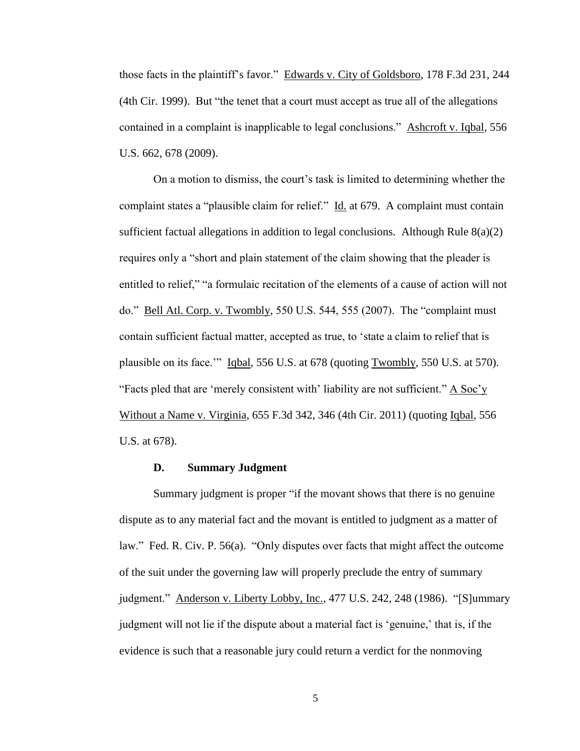those facts in the plaintiff's favor." Edwards v. City of Goldsboro, 178 F.3d 231, 244 (4th Cir. 1999). But "the tenet that a court must accept as true all of the allegations contained in a complaint is inapplicable to legal conclusions." Ashcroft v. Iqbal, 556 U.S. 662, 678 (2009).

On a motion to dismiss, the court's task is limited to determining whether the complaint states a "plausible claim for relief." Id. at 679. A complaint must contain sufficient factual allegations in addition to legal conclusions. Although Rule 8(a)(2) requires only a "short and plain statement of the claim showing that the pleader is entitled to relief," "a formulaic recitation of the elements of a cause of action will not do." Bell Atl. Corp. v. Twombly, 550 U.S. 544, 555 (2007). The "complaint must contain sufficient factual matter, accepted as true, to 'state a claim to relief that is plausible on its face.'" Iqbal, 556 U.S. at 678 (quoting Twombly, 550 U.S. at 570). "Facts pled that are 'merely consistent with' liability are not sufficient." A Soc'y Without a Name v. Virginia, 655 F.3d 342, 346 (4th Cir. 2011) (quoting Iqbal, 556 U.S. at 678).

### D. Summary Judgment

Summary judgment is proper "if the movant shows that there is no genuine dispute as to any material fact and the movant is entitled to judgment as a matter of law." Fed. R. Civ. P. 56(a). "Only disputes over facts that might affect the outcome of the suit under the governing law will properly preclude the entry of summary judgment." Anderson v. Liberty Lobby, Inc., 477 U.S. 242, 248 (1986). "[S]ummary judgment will not lie if the dispute about a material fact is 'genuine,' that is, if the evidence is such that a reasonable jury could return a verdict for the nonmoving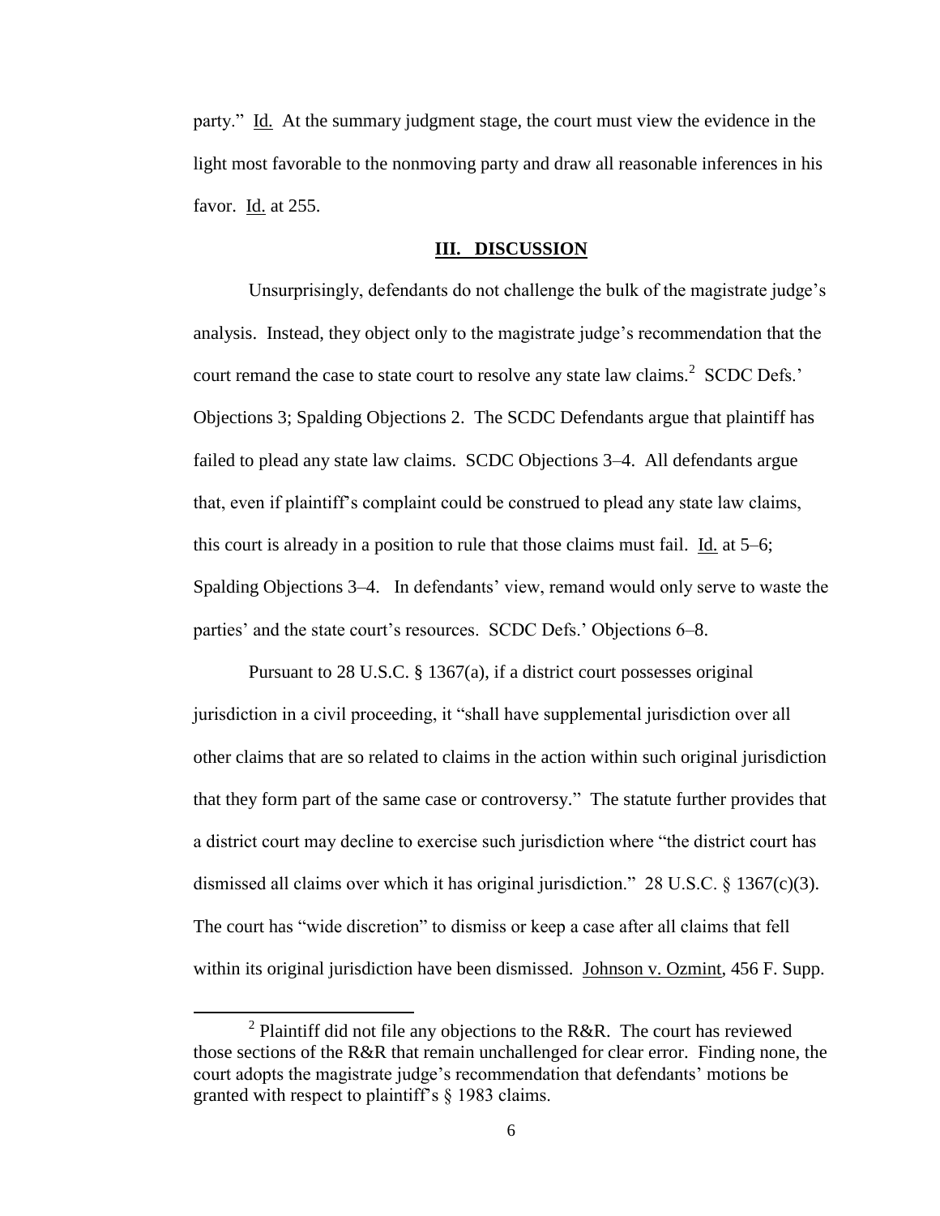party." Id. At the summary judgment stage, the court must view the evidence in the light most favorable to the nonmoving party and draw all reasonable inferences in his favor. Id. at 255.

## III. DISCUSSION

Unsurprisingly, defendants do not challenge the bulk of the magistrate judge's analysis. Instead, they object only to the magistrate judge's recommendation that the court remand the case to state court to resolve any state law claims.[2] SCDC Defs.' Objections 3; Spalding Objections 2. The SCDC Defendants argue that plaintiff has failed to plead any state law claims. SCDC Objections 3–4. All defendants argue that, even if plaintiff's complaint could be construed to plead any state law claims, this court is already in a position to rule that those claims must fail. Id. at 5–6; Spalding Objections 3–4. In defendants' view, remand would only serve to waste the parties' and the state court's resources. SCDC Defs.' Objections 6–8.

Pursuant to 28 U.S.C. § 1367(a), if a district court possesses original jurisdiction in a civil proceeding, it "shall have supplemental jurisdiction over all other claims that are so related to claims in the action within such original jurisdiction that they form part of the same case or controversy." The statute further provides that a district court may decline to exercise such jurisdiction where "the district court has dismissed all claims over which it has original jurisdiction." 28 U.S.C. § 1367(c)(3). The court has "wide discretion" to dismiss or keep a case after all claims that fell within its original jurisdiction have been dismissed. Johnson v. Ozmint, 456 F. Supp.

[2] Plaintiff did not file any objections to the R&R. The court has reviewed those sections of the R&R that remain unchallenged for clear error. Finding none, the court adopts the magistrate judge's recommendation that defendants' motions be granted with respect to plaintiff's § 1983 claims.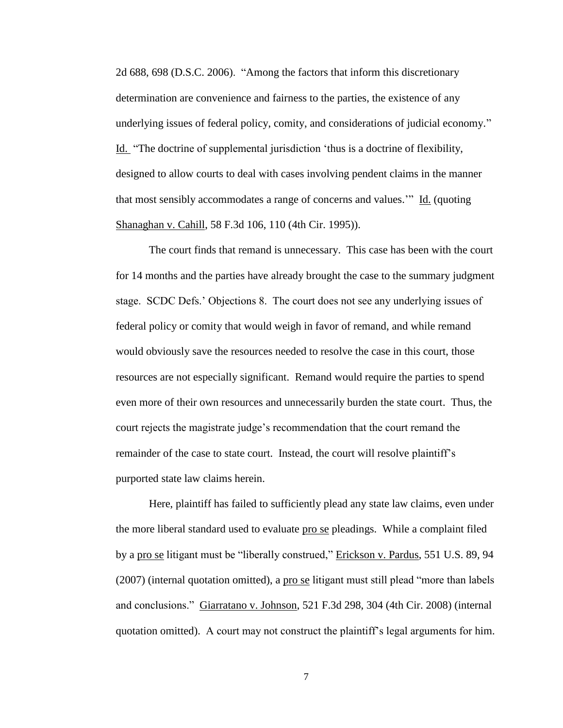2d 688, 698 (D.S.C. 2006). "Among the factors that inform this discretionary determination are convenience and fairness to the parties, the existence of any underlying issues of federal policy, comity, and considerations of judicial economy." Id. "The doctrine of supplemental jurisdiction 'thus is a doctrine of flexibility, designed to allow courts to deal with cases involving pendent claims in the manner that most sensibly accommodates a range of concerns and values.'" Id. (quoting Shanaghan v. Cahill, 58 F.3d 106, 110 (4th Cir. 1995)).

The court finds that remand is unnecessary. This case has been with the court for 14 months and the parties have already brought the case to the summary judgment stage. SCDC Defs.' Objections 8. The court does not see any underlying issues of federal policy or comity that would weigh in favor of remand, and while remand would obviously save the resources needed to resolve the case in this court, those resources are not especially significant. Remand would require the parties to spend even more of their own resources and unnecessarily burden the state court. Thus, the court rejects the magistrate judge's recommendation that the court remand the remainder of the case to state court. Instead, the court will resolve plaintiff's purported state law claims herein.

Here, plaintiff has failed to sufficiently plead any state law claims, even under the more liberal standard used to evaluate pro se pleadings. While a complaint filed by a pro se litigant must be "liberally construed," Erickson v. Pardus, 551 U.S. 89, 94 (2007) (internal quotation omitted), a pro se litigant must still plead "more than labels and conclusions." Giarratano v. Johnson, 521 F.3d 298, 304 (4th Cir. 2008) (internal quotation omitted). A court may not construct the plaintiff's legal arguments for him.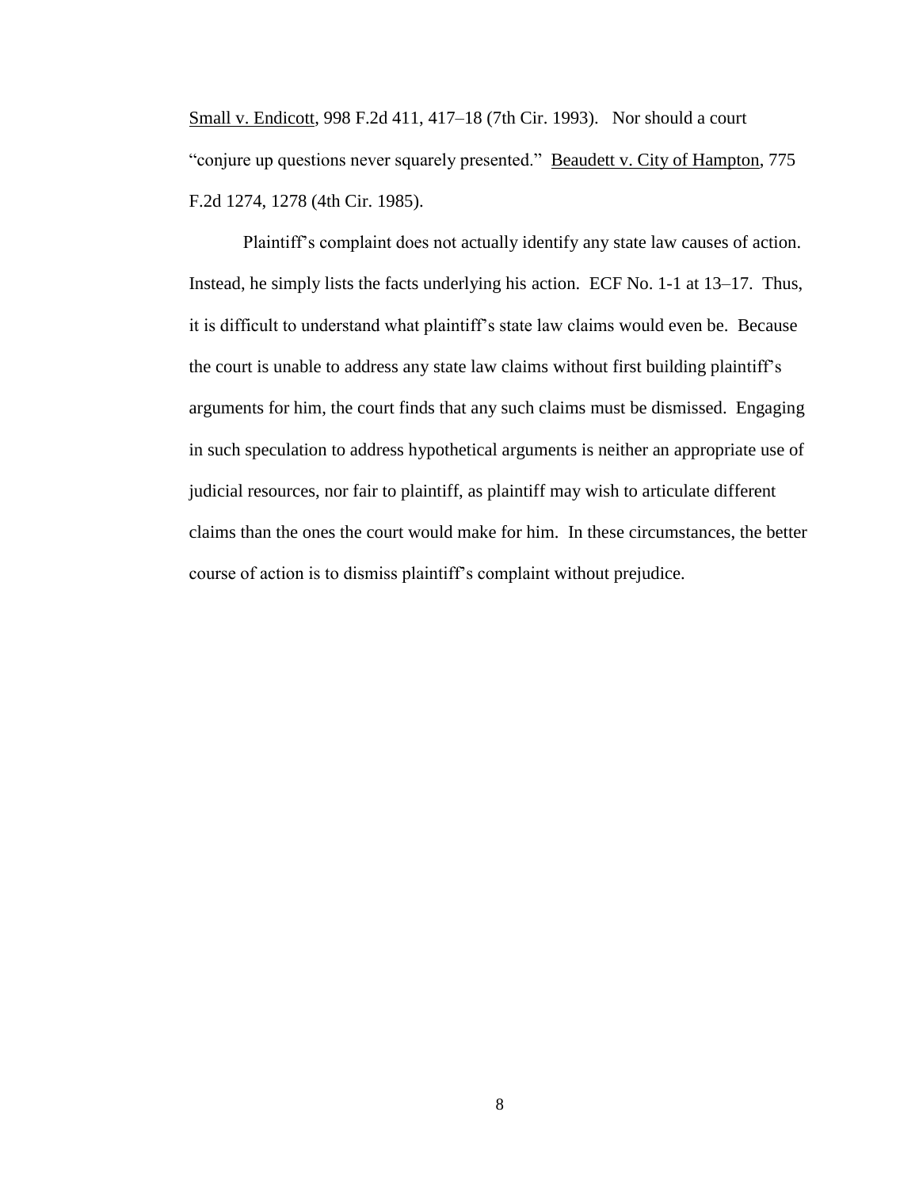Small v. Endicott, 998 F.2d 411, 417–18 (7th Cir. 1993). Nor should a court "conjure up questions never squarely presented." Beaudett v. City of Hampton, 775 F.2d 1274, 1278 (4th Cir. 1985).

Plaintiff's complaint does not actually identify any state law causes of action. Instead, he simply lists the facts underlying his action. ECF No. 1-1 at 13–17. Thus, it is difficult to understand what plaintiff's state law claims would even be. Because the court is unable to address any state law claims without first building plaintiff's arguments for him, the court finds that any such claims must be dismissed. Engaging in such speculation to address hypothetical arguments is neither an appropriate use of judicial resources, nor fair to plaintiff, as plaintiff may wish to articulate different claims than the ones the court would make for him. In these circumstances, the better course of action is to dismiss plaintiff's complaint without prejudice.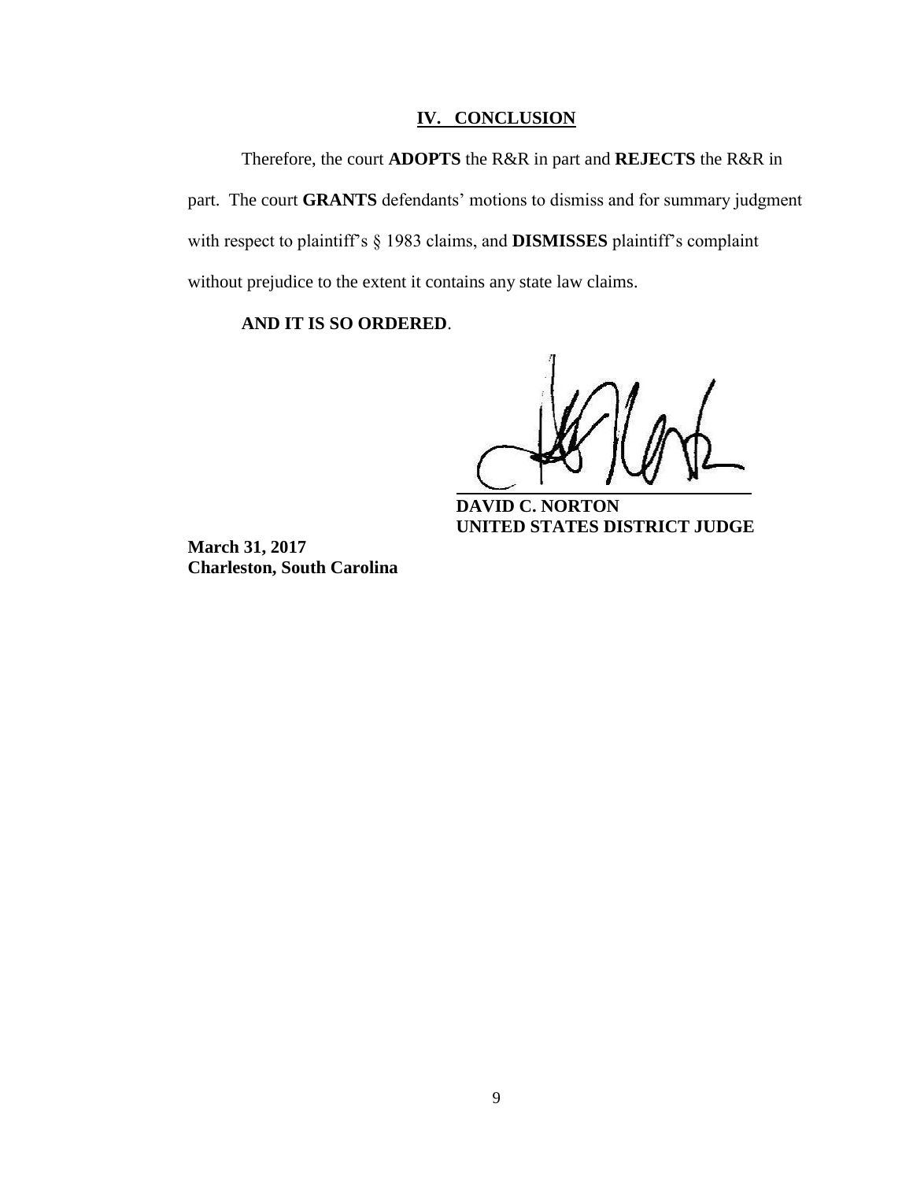## IV. CONCLUSION

Therefore, the court **ADOPTS** the R&R in part and **REJECTS** the R&R in part. The court **GRANTS** defendants' motions to dismiss and for summary judgment with respect to plaintiff's § 1983 claims, and **DISMISSES** plaintiff's complaint without prejudice to the extent it contains any state law claims.

**AND IT IS SO ORDERED**.

**DAVID C. NORTON**
**UNITED STATES DISTRICT JUDGE**

**March 31, 2017**
**Charleston, South Carolina**